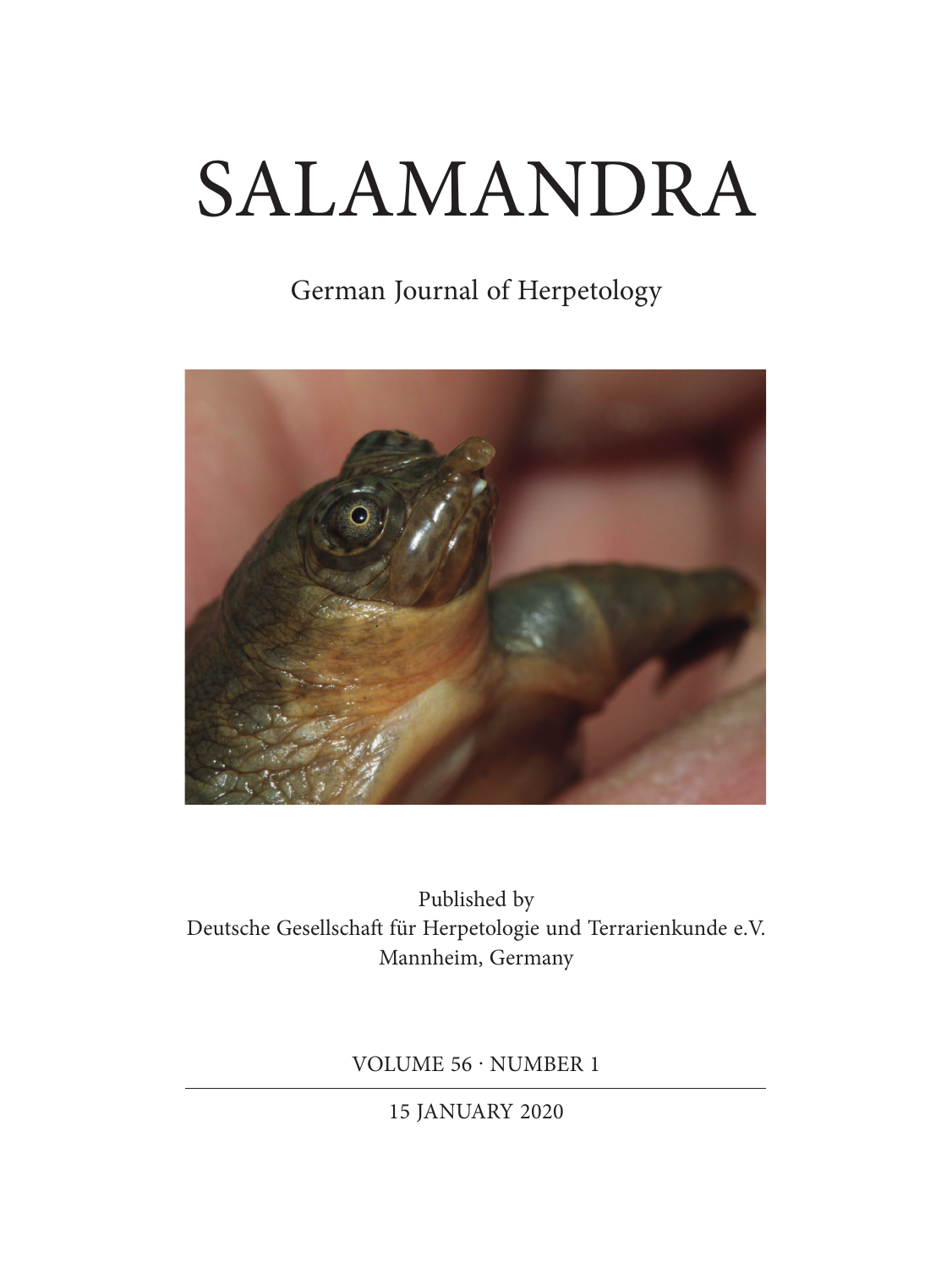# SALAMANDRA

German Journal of Herpetology

Published by
Deutsche Gesellschaft für Herpetologie und Terrarienkunde e.V.
Mannheim, Germany

VOLUME 56 · NUMBER 1

15 JANUARY 2020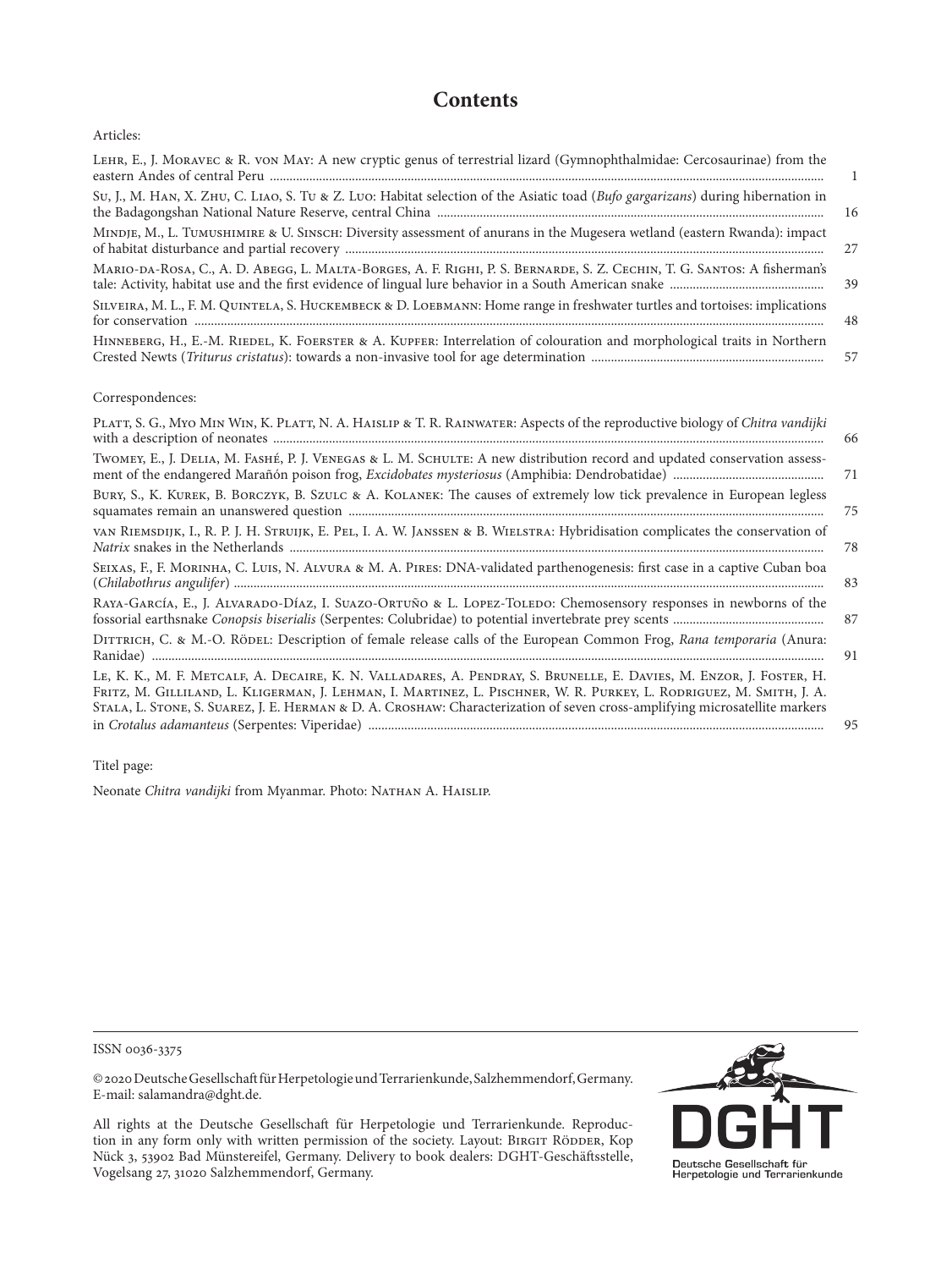# Contents

Articles:

Lehr, E., J. Moravec & R. von May: A new cryptic genus of terrestrial lizard (Gymnophthalmidae: Cercosaurinae) from the eastern Andes of central Peru .......... 1

Su, J., M. Han, X. Zhu, C. Liao, S. Tu & Z. Luo: Habitat selection of the Asiatic toad (*Bufo gargarizans*) during hibernation in the Badagongshan National Nature Reserve, central China .......... 16

Mindje, M., L. Tumushimire & U. Sinsch: Diversity assessment of anurans in the Mugesera wetland (eastern Rwanda): impact of habitat disturbance and partial recovery .......... 27

Mario-da-Rosa, C., A. D. Abegg, L. Malta-Borges, A. F. Righi, P. S. Bernarde, S. Z. Cechin, T. G. Santos: A fisherman's tale: Activity, habitat use and the first evidence of lingual lure behavior in a South American snake .......... 39

Silveira, M. L., F. M. Quintela, S. Huckembeck & D. Loebmann: Home range in freshwater turtles and tortoises: implications for conservation .......... 48

Hinneberg, H., E.-M. Riedel, K. Foerster & A. Kupfer: Interrelation of colouration and morphological traits in Northern Crested Newts (*Triturus cristatus*): towards a non-invasive tool for age determination .......... 57

Correspondences:

Platt, S. G., Myo Min Win, K. Platt, N. A. Haislip & T. R. Rainwater: Aspects of the reproductive biology of *Chitra vandijki* with a description of neonates .......... 66

Twomey, E., J. Delia, M. Fashé, P. J. Venegas & L. M. Schulte: A new distribution record and updated conservation assessment of the endangered Marañón poison frog, *Excidobates mysteriosus* (Amphibia: Dendrobatidae) .......... 71

Bury, S., K. Kurek, B. Borczyk, B. Szulc & A. Kolanek: The causes of extremely low tick prevalence in European legless squamates remain an unanswered question .......... 75

van Riemsdijk, I., R. P. J. H. Struijk, E. Pel, I. A. W. Janssen & B. Wielstra: Hybridisation complicates the conservation of *Natrix* snakes in the Netherlands .......... 78

Seixas, F., F. Morinha, C. Luis, N. Alvura & M. A. Pires: DNA-validated parthenogenesis: first case in a captive Cuban boa (*Chilabothrus angulifer*) .......... 83

Raya-García, E., J. Alvarado-Díaz, I. Suazo-Ortuño & L. Lopez-Toledo: Chemosensory responses in newborns of the fossorial earthsnake *Conopsis biserialis* (Serpentes: Colubridae) to potential invertebrate prey scents .......... 87

Dittrich, C. & M.-O. Rödel: Description of female release calls of the European Common Frog, *Rana temporaria* (Anura: Ranidae) .......... 91

Le, K. K., M. F. Metcalf, A. Decaire, K. N. Valladares, A. Pendray, S. Brunelle, E. Davies, M. Enzor, J. Foster, H. Fritz, M. Gilliland, L. Kligerman, J. Lehman, I. Martinez, L. Pischner, W. R. Purkey, L. Rodriguez, M. Smith, J. A. Stala, L. Stone, S. Suarez, J. E. Herman & D. A. Croshaw: Characterization of seven cross-amplifying microsatellite markers in *Crotalus adamanteus* (Serpentes: Viperidae) .......... 95

Titel page:

Neonate *Chitra vandijki* from Myanmar. Photo: Nathan A. Haislip.

ISSN 0036-3375

© 2020 Deutsche Gesellschaft für Herpetologie und Terrarienkunde, Salzhemmendorf, Germany. E-mail: salamandra@dght.de.

All rights at the Deutsche Gesellschaft für Herpetologie und Terrarienkunde. Reproduction in any form only with written permission of the society. Layout: Birgit Rödder, Kop Nück 3, 53902 Bad Münstereifel, Germany. Delivery to book dealers: DGHT-Geschäftsstelle, Vogelsang 27, 31020 Salzhemmendorf, Germany.

DGHT

Deutsche Gesellschaft für Herpetologie und Terrarienkunde